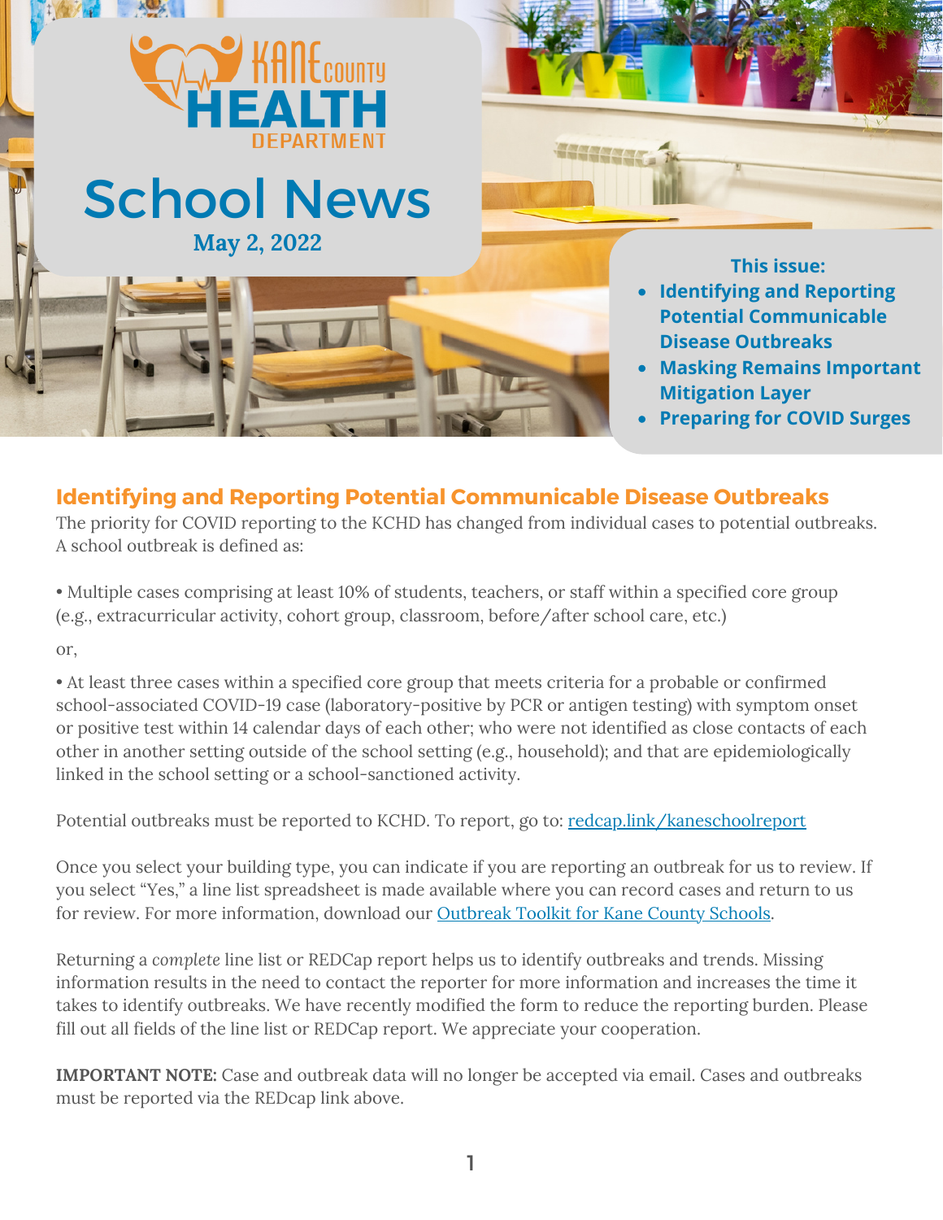Kane County Health Department

# School News

**May 2, 2022**

**This issue:**

- **Identifying and Reporting Potential Communicable Disease Outbreaks**
- **Masking Remains Important Mitigation Layer**
- **Preparing for COVID Surges**

## Identifying and Reporting Potential Communicable Disease Outbreaks

The priority for COVID reporting to the KCHD has changed from individual cases to potential outbreaks. A school outbreak is defined as:

• Multiple cases comprising at least 10% of students, teachers, or staff within a specified core group (e.g., extracurricular activity, cohort group, classroom, before/after school care, etc.)

or,

• At least three cases within a specified core group that meets criteria for a probable or confirmed school-associated COVID-19 case (laboratory-positive by PCR or antigen testing) with symptom onset or positive test within 14 calendar days of each other; who were not identified as close contacts of each other in another setting outside of the school setting (e.g., household); and that are epidemiologically linked in the school setting or a school-sanctioned activity.

Potential outbreaks must be reported to KCHD. To report, go to: [redcap.link/kaneschoolreport](redcap.link/kaneschoolreport)

Once you select your building type, you can indicate if you are reporting an outbreak for us to review. If you select "Yes," a line list spreadsheet is made available where you can record cases and return to us for review. For more information, download our [Outbreak Toolkit for Kane County Schools](#).

Returning a *complete* line list or REDCap report helps us to identify outbreaks and trends. Missing information results in the need to contact the reporter for more information and increases the time it takes to identify outbreaks. We have recently modified the form to reduce the reporting burden. Please fill out all fields of the line list or REDCap report. We appreciate your cooperation.

**IMPORTANT NOTE:** Case and outbreak data will no longer be accepted via email. Cases and outbreaks must be reported via the REDcap link above.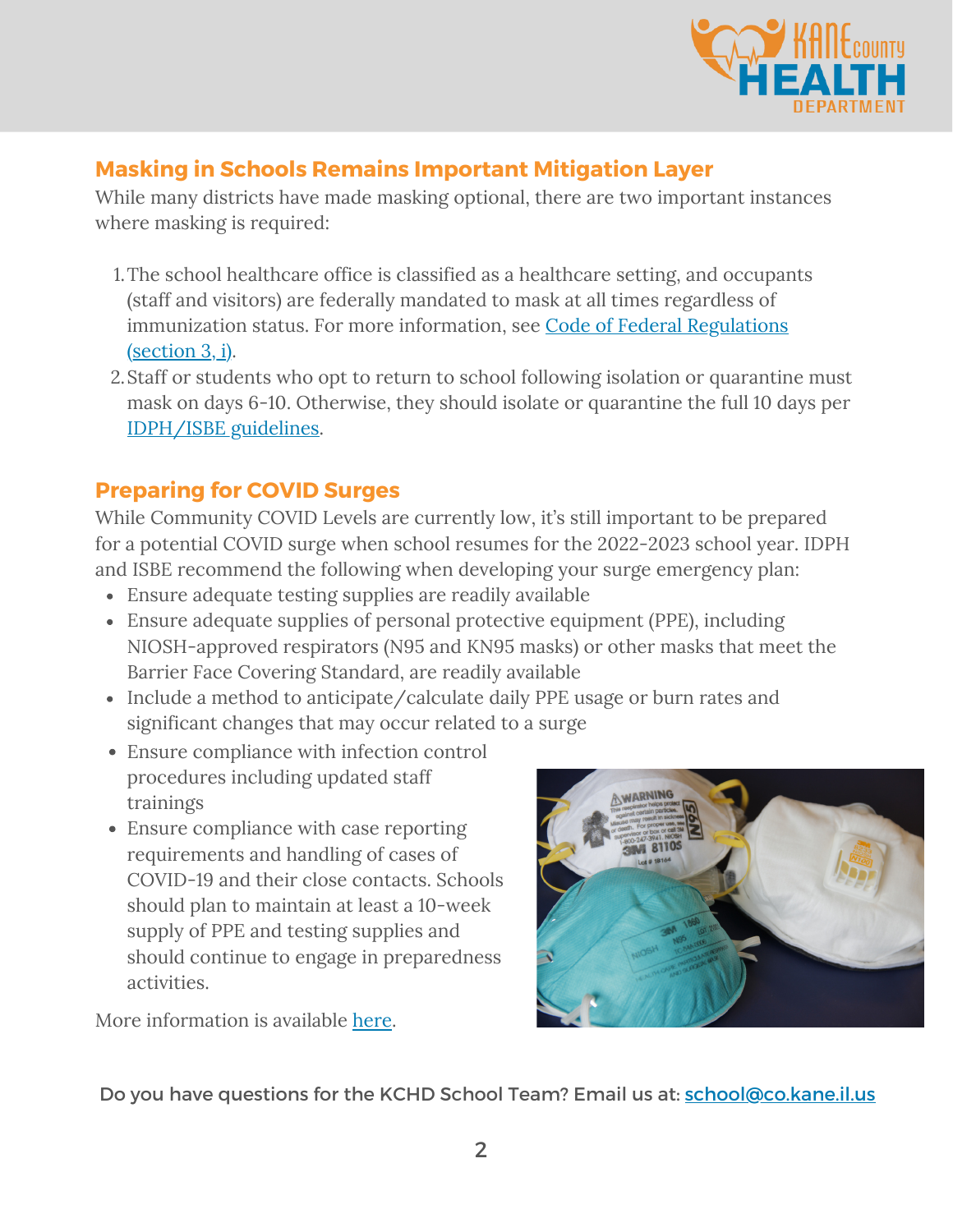## Masking in Schools Remains Important Mitigation Layer

While many districts have made masking optional, there are two important instances where masking is required:

1. The school healthcare office is classified as a healthcare setting, and occupants (staff and visitors) are federally mandated to mask at all times regardless of immunization status. For more information, see [Code of Federal Regulations (section 3, i)]().
2. Staff or students who opt to return to school following isolation or quarantine must mask on days 6-10. Otherwise, they should isolate or quarantine the full 10 days per [IDPH/ISBE guidelines]().

## Preparing for COVID Surges

While Community COVID Levels are currently low, it's still important to be prepared for a potential COVID surge when school resumes for the 2022-2023 school year. IDPH and ISBE recommend the following when developing your surge emergency plan:

- Ensure adequate testing supplies are readily available
- Ensure adequate supplies of personal protective equipment (PPE), including NIOSH-approved respirators (N95 and KN95 masks) or other masks that meet the Barrier Face Covering Standard, are readily available
- Include a method to anticipate/calculate daily PPE usage or burn rates and significant changes that may occur related to a surge
- Ensure compliance with infection control procedures including updated staff trainings
- Ensure compliance with case reporting requirements and handling of cases of COVID-19 and their close contacts. Schools should plan to maintain at least a 10-week supply of PPE and testing supplies and should continue to engage in preparedness activities.

More information is available [here]().

Do you have questions for the KCHD School Team? Email us at: school@co.kane.il.us